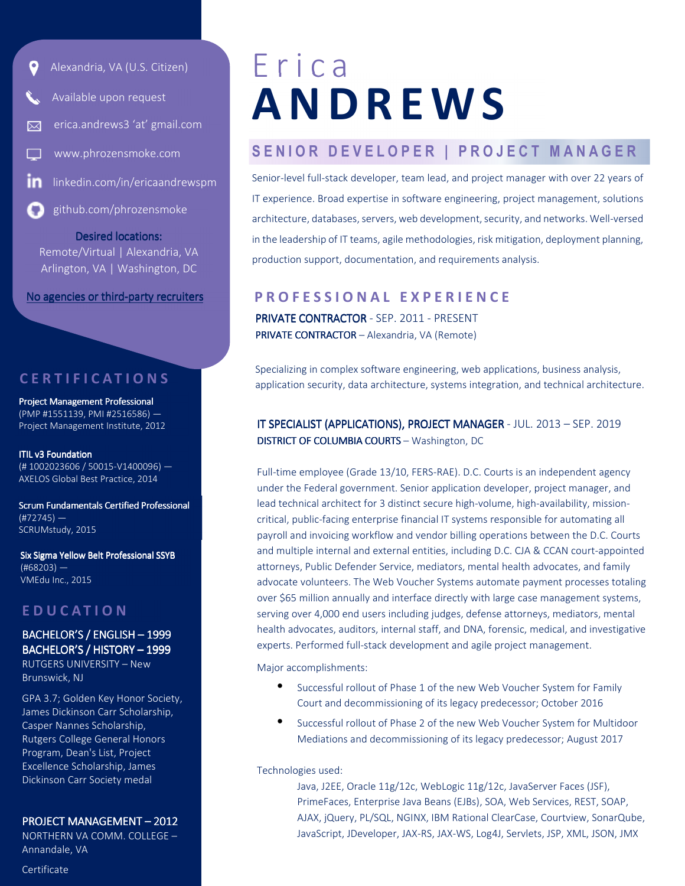# Erica ANDREWS

## SENIOR DEVELOPER | PROJECT MANAGER

Alexandria, VA (U.S. Citizen)

Available upon request

erica.andrews3 'at' gmail.com

www.phrozensmoke.com

linkedin.com/in/ericaandrewspm

github.com/phrozensmoke

**Desired locations:**
Remote/Virtual | Alexandria, VA
Arlington, VA | Washington, DC

No agencies or third-party recruiters

Senior-level full-stack developer, team lead, and project manager with over 22 years of IT experience. Broad expertise in software engineering, project management, solutions architecture, databases, servers, web development, security, and networks. Well-versed in the leadership of IT teams, agile methodologies, risk mitigation, deployment planning, production support, documentation, and requirements analysis.

## CERTIFICATIONS

**Project Management Professional**
(PMP #1551139, PMI #2516586) —
Project Management Institute, 2012

**ITIL v3 Foundation**
(# 1002023606 / 50015-V1400096) —
AXELOS Global Best Practice, 2014

**Scrum Fundamentals Certified Professional**
(#72745) —
SCRUMstudy, 2015

**Six Sigma Yellow Belt Professional SSYB**
(#68203) —
VMEdu Inc., 2015

## EDUCATION

**BACHELOR'S / ENGLISH – 1999**
**BACHELOR'S / HISTORY – 1999**
RUTGERS UNIVERSITY – New Brunswick, NJ

GPA 3.7; Golden Key Honor Society, James Dickinson Carr Scholarship, Casper Nannes Scholarship, Rutgers College General Honors Program, Dean's List, Project Excellence Scholarship, James Dickinson Carr Society medal

**PROJECT MANAGEMENT – 2012**
NORTHERN VA COMM. COLLEGE – Annandale, VA

Certificate

## PROFESSIONAL EXPERIENCE

**PRIVATE CONTRACTOR** - SEP. 2011 - PRESENT
**PRIVATE CONTRACTOR** – Alexandria, VA (Remote)

Specializing in complex software engineering, web applications, business analysis, application security, data architecture, systems integration, and technical architecture.

**IT SPECIALIST (APPLICATIONS), PROJECT MANAGER** - JUL. 2013 – SEP. 2019
**DISTRICT OF COLUMBIA COURTS** – Washington, DC

Full-time employee (Grade 13/10, FERS-RAE). D.C. Courts is an independent agency under the Federal government. Senior application developer, project manager, and lead technical architect for 3 distinct secure high-volume, high-availability, mission-critical, public-facing enterprise financial IT systems responsible for automating all payroll and invoicing workflow and vendor billing operations between the D.C. Courts and multiple internal and external entities, including D.C. CJA & CCAN court-appointed attorneys, Public Defender Service, mediators, mental health advocates, and family advocate volunteers. The Web Voucher Systems automate payment processes totaling over $65 million annually and interface directly with large case management systems, serving over 4,000 end users including judges, defense attorneys, mediators, mental health advocates, auditors, internal staff, and DNA, forensic, medical, and investigative experts. Performed full-stack development and agile project management.

Major accomplishments:

- Successful rollout of Phase 1 of the new Web Voucher System for Family Court and decommissioning of its legacy predecessor; October 2016
- Successful rollout of Phase 2 of the new Web Voucher System for Multidoor Mediations and decommissioning of its legacy predecessor; August 2017

Technologies used:

Java, J2EE, Oracle 11g/12c, WebLogic 11g/12c, JavaServer Faces (JSF), PrimeFaces, Enterprise Java Beans (EJBs), SOA, Web Services, REST, SOAP, AJAX, jQuery, PL/SQL, NGINX, IBM Rational ClearCase, Courtview, SonarQube, JavaScript, JDeveloper, JAX-RS, JAX-WS, Log4J, Servlets, JSP, XML, JSON, JMX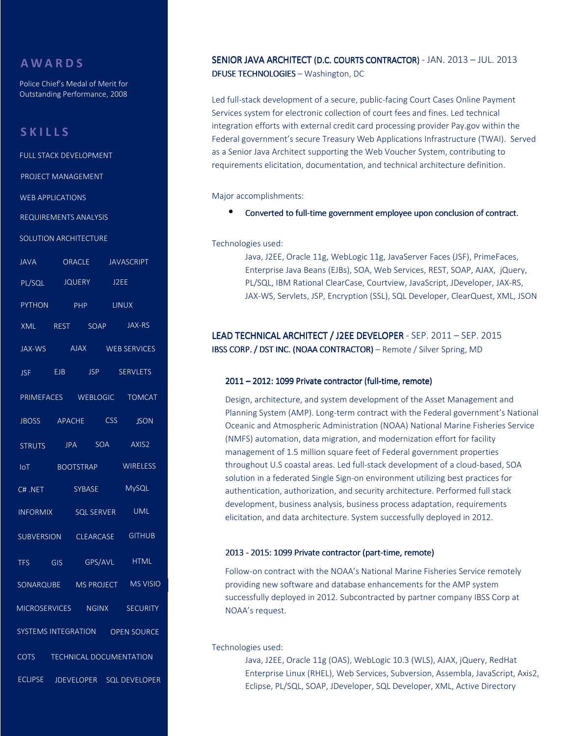## AWARDS

Police Chief's Medal of Merit for Outstanding Performance, 2008

## SKILLS

FULL STACK DEVELOPMENT

PROJECT MANAGEMENT

WEB APPLICATIONS

REQUIREMENTS ANALYSIS

SOLUTION ARCHITECTURE

JAVA ORACLE JAVASCRIPT

PL/SQL JQUERY J2EE

PYTHON PHP LINUX

XML REST SOAP JAX-RS

JAX-WS AJAX WEB SERVICES

JSF EJB JSP SERVLETS

PRIMEFACES WEBLOGIC TOMCAT

JBOSS APACHE CSS JSON

STRUTS JPA SOA AXIS2

IoT BOOTSTRAP WIRELESS

C# .NET SYBASE MySQL

INFORMIX SQL SERVER UML

SUBVERSION CLEARCASE GITHUB

TFS GIS GPS/AVL HTML

SONARQUBE MS PROJECT MS VISIO

MICROSERVICES NGINX SECURITY

SYSTEMS INTEGRATION OPEN SOURCE

COTS TECHNICAL DOCUMENTATION

ECLIPSE JDEVELOPER SQL DEVELOPER

### SENIOR JAVA ARCHITECT (D.C. COURTS CONTRACTOR) - JAN. 2013 – JUL. 2013

DFUSE TECHNOLOGIES – Washington, DC

Led full-stack development of a secure, public-facing Court Cases Online Payment Services system for electronic collection of court fees and fines. Led technical integration efforts with external credit card processing provider Pay.gov within the Federal government's secure Treasury Web Applications Infrastructure (TWAI). Served as a Senior Java Architect supporting the Web Voucher System, contributing to requirements elicitation, documentation, and technical architecture definition.

Major accomplishments:

- Converted to full-time government employee upon conclusion of contract.

Technologies used:

Java, J2EE, Oracle 11g, WebLogic 11g, JavaServer Faces (JSF), PrimeFaces, Enterprise Java Beans (EJBs), SOA, Web Services, REST, SOAP, AJAX, jQuery, PL/SQL, IBM Rational ClearCase, Courtview, JavaScript, JDeveloper, JAX-RS, JAX-WS, Servlets, JSP, Encryption (SSL), SQL Developer, ClearQuest, XML, JSON

### LEAD TECHNICAL ARCHITECT / J2EE DEVELOPER - SEP. 2011 – SEP. 2015

IBSS CORP. / DST INC. (NOAA CONTRACTOR) – Remote / Silver Spring, MD

#### 2011 – 2012: 1099 Private contractor (full-time, remote)

Design, architecture, and system development of the Asset Management and Planning System (AMP). Long-term contract with the Federal government's National Oceanic and Atmospheric Administration (NOAA) National Marine Fisheries Service (NMFS) automation, data migration, and modernization effort for facility management of 1.5 million square feet of Federal government properties throughout U.S coastal areas. Led full-stack development of a cloud-based, SOA solution in a federated Single Sign-on environment utilizing best practices for authentication, authorization, and security architecture. Performed full stack development, business analysis, business process adaptation, requirements elicitation, and data architecture. System successfully deployed in 2012.

#### 2013 - 2015: 1099 Private contractor (part-time, remote)

Follow-on contract with the NOAA's National Marine Fisheries Service remotely providing new software and database enhancements for the AMP system successfully deployed in 2012. Subcontracted by partner company IBSS Corp at NOAA's request.

Technologies used:

Java, J2EE, Oracle 11g (OAS), WebLogic 10.3 (WLS), AJAX, jQuery, RedHat Enterprise Linux (RHEL), Web Services, Subversion, Assembla, JavaScript, Axis2, Eclipse, PL/SQL, SOAP, JDeveloper, SQL Developer, XML, Active Directory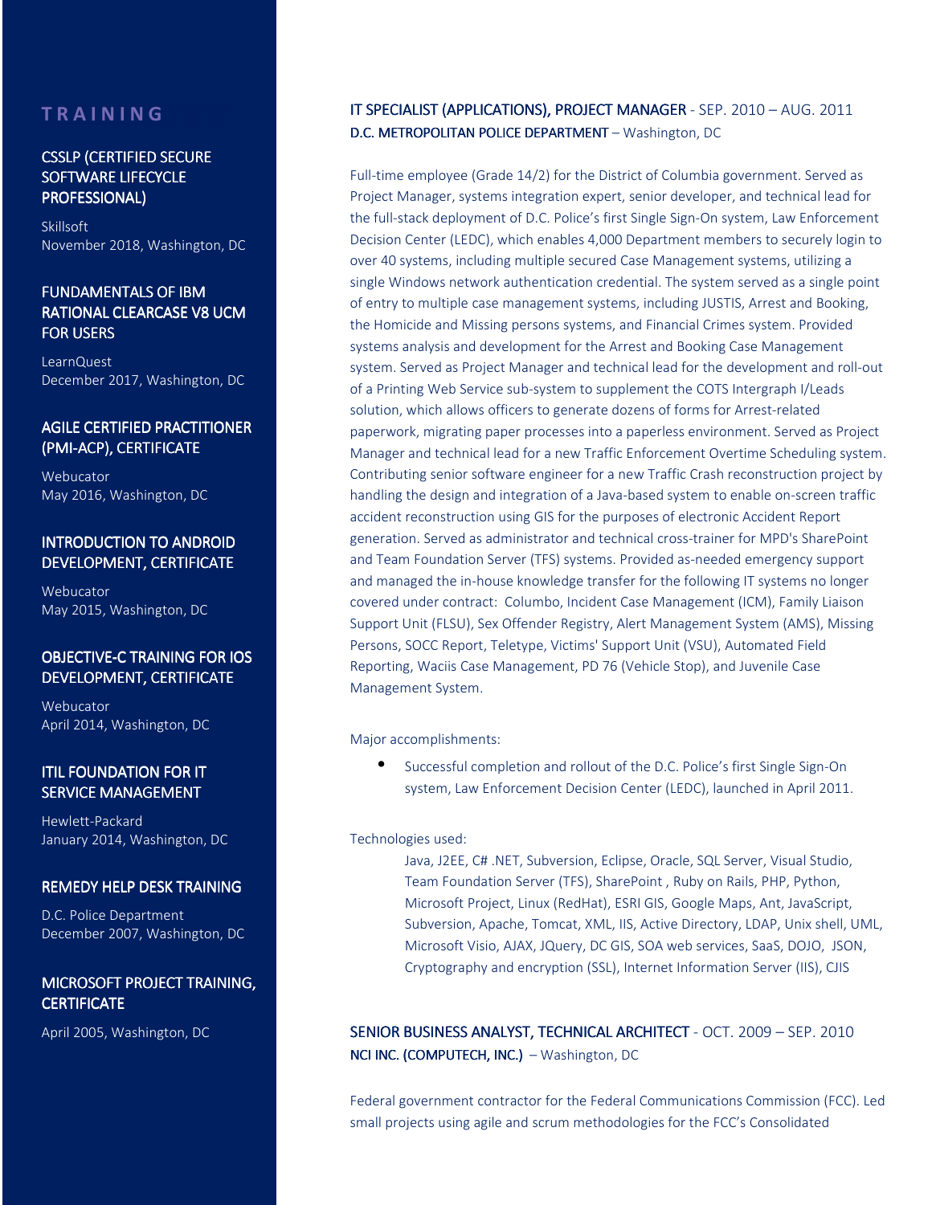## TRAINING

### CSSLP (CERTIFIED SECURE SOFTWARE LIFECYCLE PROFESSIONAL)

Skillsoft
November 2018, Washington, DC

### FUNDAMENTALS OF IBM RATIONAL CLEARCASE V8 UCM FOR USERS

LearnQuest
December 2017, Washington, DC

### AGILE CERTIFIED PRACTITIONER (PMI-ACP), CERTIFICATE

Webucator
May 2016, Washington, DC

### INTRODUCTION TO ANDROID DEVELOPMENT, CERTIFICATE

Webucator
May 2015, Washington, DC

### OBJECTIVE-C TRAINING FOR IOS DEVELOPMENT, CERTIFICATE

Webucator
April 2014, Washington, DC

### ITIL FOUNDATION FOR IT SERVICE MANAGEMENT

Hewlett-Packard
January 2014, Washington, DC

### REMEDY HELP DESK TRAINING

D.C. Police Department
December 2007, Washington, DC

### MICROSOFT PROJECT TRAINING, CERTIFICATE

April 2005, Washington, DC

### IT SPECIALIST (APPLICATIONS), PROJECT MANAGER - SEP. 2010 – AUG. 2011

**D.C. METROPOLITAN POLICE DEPARTMENT** – Washington, DC

Full-time employee (Grade 14/2) for the District of Columbia government. Served as Project Manager, systems integration expert, senior developer, and technical lead for the full-stack deployment of D.C. Police's first Single Sign-On system, Law Enforcement Decision Center (LEDC), which enables 4,000 Department members to securely login to over 40 systems, including multiple secured Case Management systems, utilizing a single Windows network authentication credential. The system served as a single point of entry to multiple case management systems, including JUSTIS, Arrest and Booking, the Homicide and Missing persons systems, and Financial Crimes system. Provided systems analysis and development for the Arrest and Booking Case Management system. Served as Project Manager and technical lead for the development and roll-out of a Printing Web Service sub-system to supplement the COTS Intergraph I/Leads solution, which allows officers to generate dozens of forms for Arrest-related paperwork, migrating paper processes into a paperless environment. Served as Project Manager and technical lead for a new Traffic Enforcement Overtime Scheduling system. Contributing senior software engineer for a new Traffic Crash reconstruction project by handling the design and integration of a Java-based system to enable on-screen traffic accident reconstruction using GIS for the purposes of electronic Accident Report generation. Served as administrator and technical cross-trainer for MPD's SharePoint and Team Foundation Server (TFS) systems. Provided as-needed emergency support and managed the in-house knowledge transfer for the following IT systems no longer covered under contract: Columbo, Incident Case Management (ICM), Family Liaison Support Unit (FLSU), Sex Offender Registry, Alert Management System (AMS), Missing Persons, SOCC Report, Teletype, Victims' Support Unit (VSU), Automated Field Reporting, Waciis Case Management, PD 76 (Vehicle Stop), and Juvenile Case Management System.

Major accomplishments:

- Successful completion and rollout of the D.C. Police's first Single Sign-On system, Law Enforcement Decision Center (LEDC), launched in April 2011.

Technologies used:

Java, J2EE, C# .NET, Subversion, Eclipse, Oracle, SQL Server, Visual Studio, Team Foundation Server (TFS), SharePoint , Ruby on Rails, PHP, Python, Microsoft Project, Linux (RedHat), ESRI GIS, Google Maps, Ant, JavaScript, Subversion, Apache, Tomcat, XML, IIS, Active Directory, LDAP, Unix shell, UML, Microsoft Visio, AJAX, JQuery, DC GIS, SOA web services, SaaS, DOJO, JSON, Cryptography and encryption (SSL), Internet Information Server (IIS), CJIS

### SENIOR BUSINESS ANALYST, TECHNICAL ARCHITECT - OCT. 2009 – SEP. 2010

**NCI INC. (COMPUTECH, INC.)** – Washington, DC

Federal government contractor for the Federal Communications Commission (FCC). Led small projects using agile and scrum methodologies for the FCC's Consolidated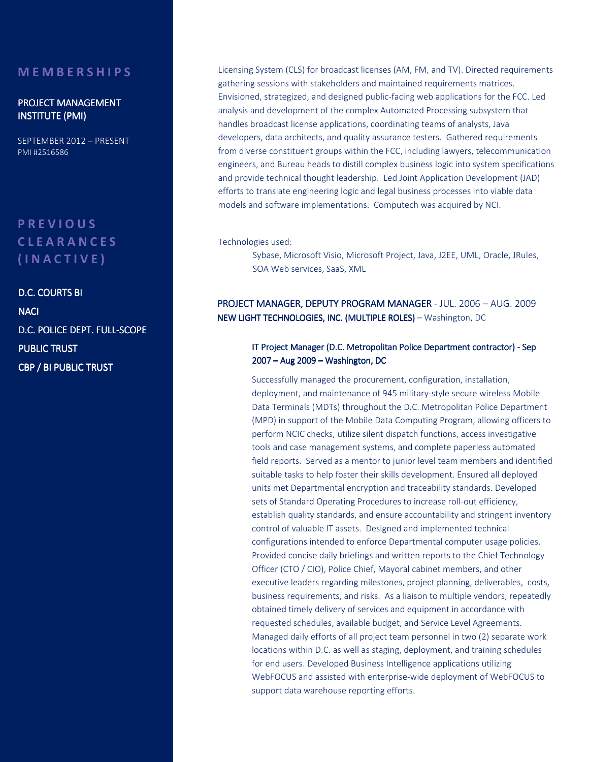## MEMBERSHIPS

PROJECT MANAGEMENT INSTITUTE (PMI)

SEPTEMBER 2012 – PRESENT
PMI #2516586

## PREVIOUS CLEARANCES (INACTIVE)

D.C. COURTS BI

NACI

D.C. POLICE DEPT. FULL-SCOPE

PUBLIC TRUST

CBP / BI PUBLIC TRUST

Licensing System (CLS) for broadcast licenses (AM, FM, and TV). Directed requirements gathering sessions with stakeholders and maintained requirements matrices. Envisioned, strategized, and designed public-facing web applications for the FCC. Led analysis and development of the complex Automated Processing subsystem that handles broadcast license applications, coordinating teams of analysts, Java developers, data architects, and quality assurance testers. Gathered requirements from diverse constituent groups within the FCC, including lawyers, telecommunication engineers, and Bureau heads to distill complex business logic into system specifications and provide technical thought leadership. Led Joint Application Development (JAD) efforts to translate engineering logic and legal business processes into viable data models and software implementations. Computech was acquired by NCI.

Technologies used:

Sybase, Microsoft Visio, Microsoft Project, Java, J2EE, UML, Oracle, JRules, SOA Web services, SaaS, XML

### PROJECT MANAGER, DEPUTY PROGRAM MANAGER - JUL. 2006 – AUG. 2009
**NEW LIGHT TECHNOLOGIES, INC. (MULTIPLE ROLES)** – Washington, DC

#### IT Project Manager (D.C. Metropolitan Police Department contractor) - Sep 2007 – Aug 2009 – Washington, DC

Successfully managed the procurement, configuration, installation, deployment, and maintenance of 945 military-style secure wireless Mobile Data Terminals (MDTs) throughout the D.C. Metropolitan Police Department (MPD) in support of the Mobile Data Computing Program, allowing officers to perform NCIC checks, utilize silent dispatch functions, access investigative tools and case management systems, and complete paperless automated field reports. Served as a mentor to junior level team members and identified suitable tasks to help foster their skills development. Ensured all deployed units met Departmental encryption and traceability standards. Developed sets of Standard Operating Procedures to increase roll-out efficiency, establish quality standards, and ensure accountability and stringent inventory control of valuable IT assets. Designed and implemented technical configurations intended to enforce Departmental computer usage policies. Provided concise daily briefings and written reports to the Chief Technology Officer (CTO / CIO), Police Chief, Mayoral cabinet members, and other executive leaders regarding milestones, project planning, deliverables, costs, business requirements, and risks. As a liaison to multiple vendors, repeatedly obtained timely delivery of services and equipment in accordance with requested schedules, available budget, and Service Level Agreements. Managed daily efforts of all project team personnel in two (2) separate work locations within D.C. as well as staging, deployment, and training schedules for end users. Developed Business Intelligence applications utilizing WebFOCUS and assisted with enterprise-wide deployment of WebFOCUS to support data warehouse reporting efforts.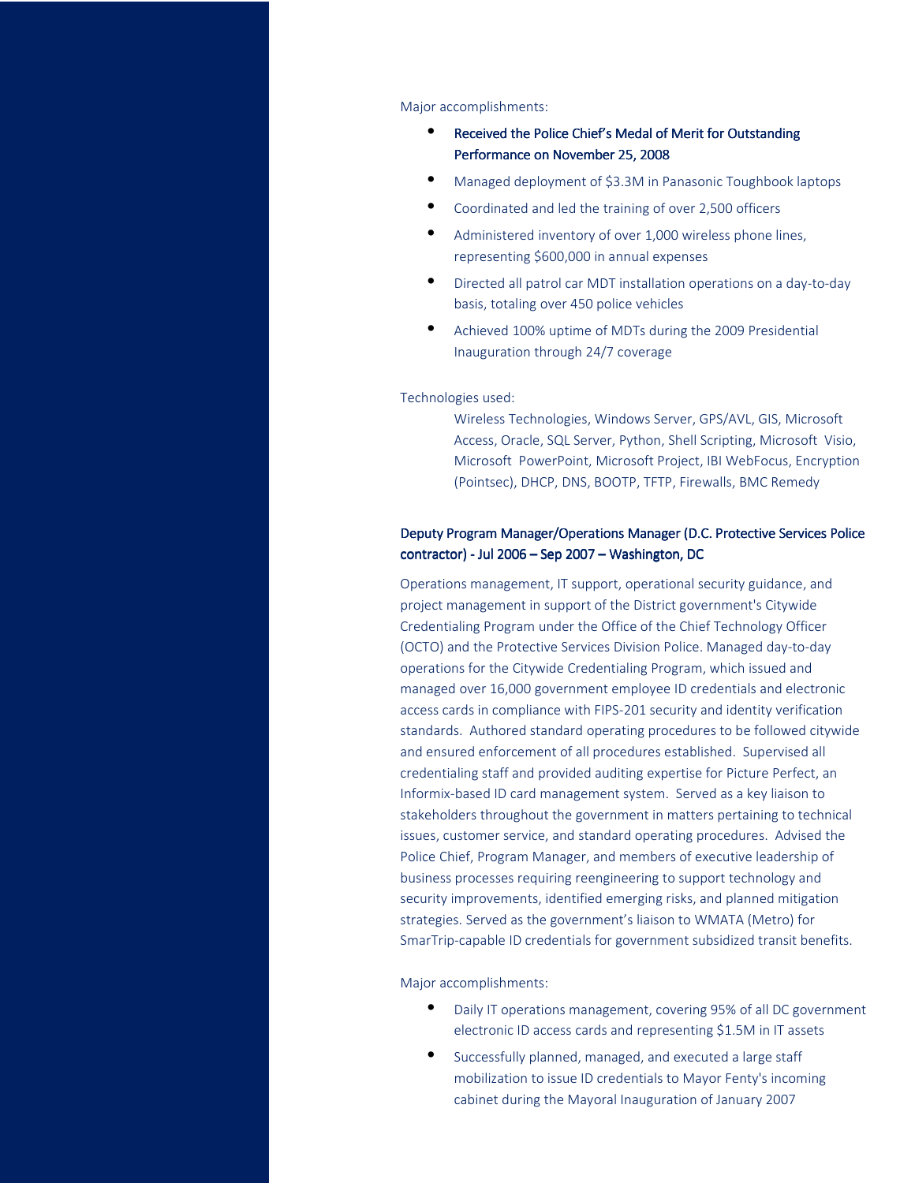Major accomplishments:

- **Received the Police Chief's Medal of Merit for Outstanding Performance on November 25, 2008**
- Managed deployment of $3.3M in Panasonic Toughbook laptops
- Coordinated and led the training of over 2,500 officers
- Administered inventory of over 1,000 wireless phone lines, representing $600,000 in annual expenses
- Directed all patrol car MDT installation operations on a day-to-day basis, totaling over 450 police vehicles
- Achieved 100% uptime of MDTs during the 2009 Presidential Inauguration through 24/7 coverage

Technologies used:

Wireless Technologies, Windows Server, GPS/AVL, GIS, Microsoft Access, Oracle, SQL Server, Python, Shell Scripting, Microsoft Visio, Microsoft PowerPoint, Microsoft Project, IBI WebFocus, Encryption (Pointsec), DHCP, DNS, BOOTP, TFTP, Firewalls, BMC Remedy

### Deputy Program Manager/Operations Manager (D.C. Protective Services Police contractor) - Jul 2006 – Sep 2007 – Washington, DC

Operations management, IT support, operational security guidance, and project management in support of the District government's Citywide Credentialing Program under the Office of the Chief Technology Officer (OCTO) and the Protective Services Division Police. Managed day-to-day operations for the Citywide Credentialing Program, which issued and managed over 16,000 government employee ID credentials and electronic access cards in compliance with FIPS-201 security and identity verification standards. Authored standard operating procedures to be followed citywide and ensured enforcement of all procedures established. Supervised all credentialing staff and provided auditing expertise for Picture Perfect, an Informix-based ID card management system. Served as a key liaison to stakeholders throughout the government in matters pertaining to technical issues, customer service, and standard operating procedures. Advised the Police Chief, Program Manager, and members of executive leadership of business processes requiring reengineering to support technology and security improvements, identified emerging risks, and planned mitigation strategies. Served as the government's liaison to WMATA (Metro) for SmarTrip-capable ID credentials for government subsidized transit benefits.

Major accomplishments:

- Daily IT operations management, covering 95% of all DC government electronic ID access cards and representing $1.5M in IT assets
- Successfully planned, managed, and executed a large staff mobilization to issue ID credentials to Mayor Fenty's incoming cabinet during the Mayoral Inauguration of January 2007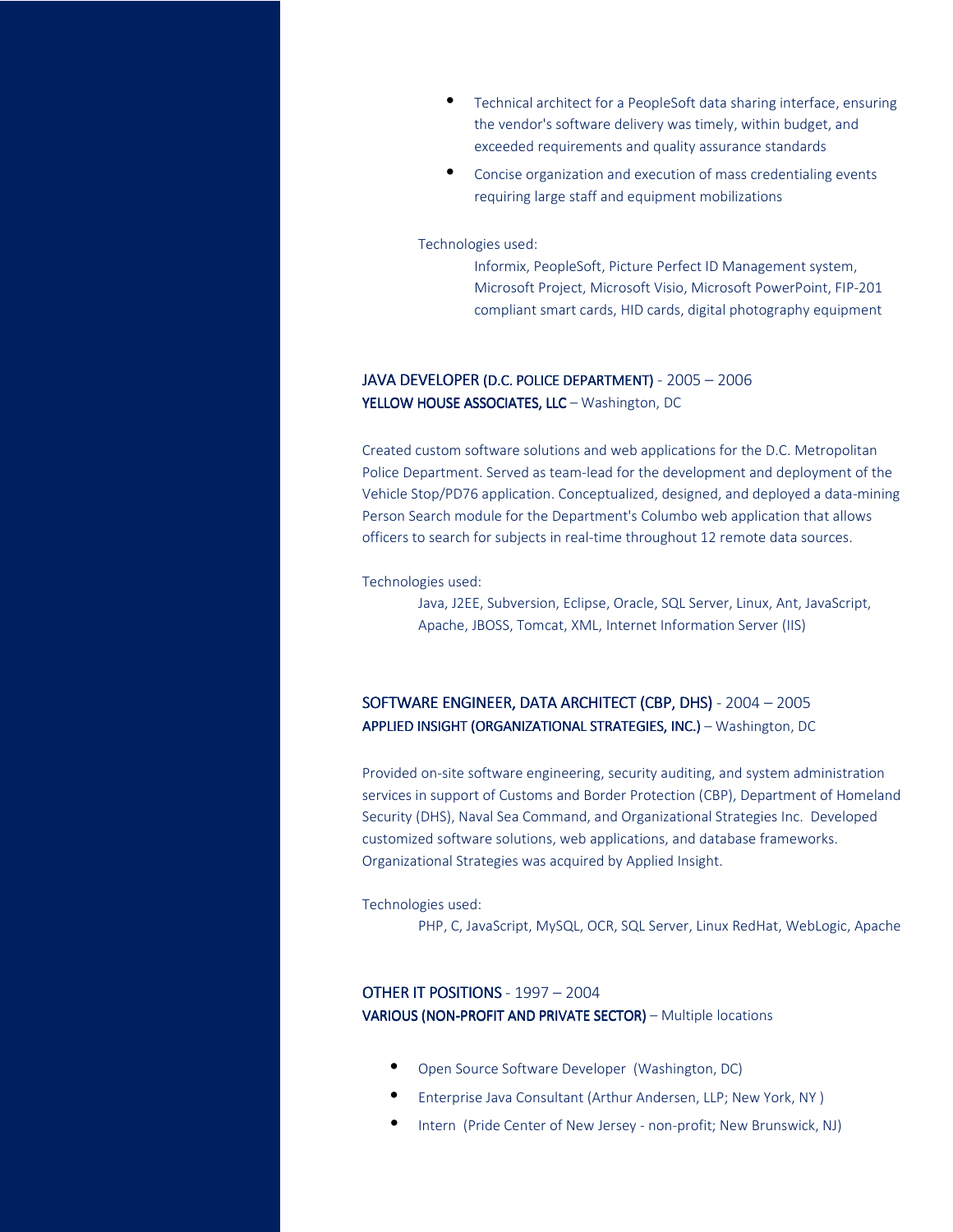- Technical architect for a PeopleSoft data sharing interface, ensuring the vendor's software delivery was timely, within budget, and exceeded requirements and quality assurance standards
- Concise organization and execution of mass credentialing events requiring large staff and equipment mobilizations

Technologies used:

Informix, PeopleSoft, Picture Perfect ID Management system, Microsoft Project, Microsoft Visio, Microsoft PowerPoint, FIP-201 compliant smart cards, HID cards, digital photography equipment

### JAVA DEVELOPER (D.C. POLICE DEPARTMENT) - 2005 – 2006
**YELLOW HOUSE ASSOCIATES, LLC** – Washington, DC

Created custom software solutions and web applications for the D.C. Metropolitan Police Department. Served as team-lead for the development and deployment of the Vehicle Stop/PD76 application. Conceptualized, designed, and deployed a data-mining Person Search module for the Department's Columbo web application that allows officers to search for subjects in real-time throughout 12 remote data sources.

Technologies used:

Java, J2EE, Subversion, Eclipse, Oracle, SQL Server, Linux, Ant, JavaScript, Apache, JBOSS, Tomcat, XML, Internet Information Server (IIS)

### SOFTWARE ENGINEER, DATA ARCHITECT (CBP, DHS) - 2004 – 2005
**APPLIED INSIGHT (ORGANIZATIONAL STRATEGIES, INC.)** – Washington, DC

Provided on-site software engineering, security auditing, and system administration services in support of Customs and Border Protection (CBP), Department of Homeland Security (DHS), Naval Sea Command, and Organizational Strategies Inc. Developed customized software solutions, web applications, and database frameworks. Organizational Strategies was acquired by Applied Insight.

Technologies used:

PHP, C, JavaScript, MySQL, OCR, SQL Server, Linux RedHat, WebLogic, Apache

### OTHER IT POSITIONS - 1997 – 2004
**VARIOUS (NON-PROFIT AND PRIVATE SECTOR)** – Multiple locations

- Open Source Software Developer (Washington, DC)
- Enterprise Java Consultant (Arthur Andersen, LLP; New York, NY )
- Intern (Pride Center of New Jersey - non-profit; New Brunswick, NJ)